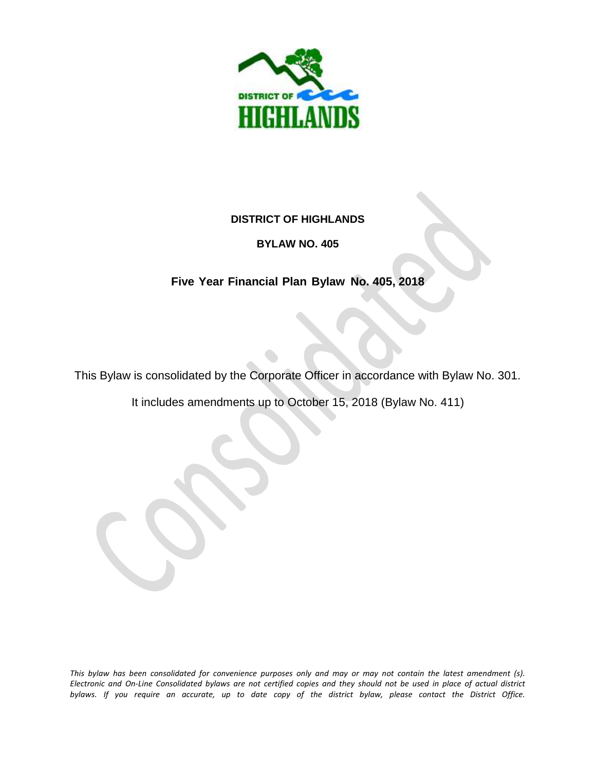# DISTRICT OF HIGHLANDS

## BYLAW NO. 405

## Five Year Financial Plan Bylaw No. 405, 2018

This Bylaw is consolidated by the Corporate Officer in accordance with Bylaw No. 301.

It includes amendments up to October 15, 2018 (Bylaw No. 411)

*This bylaw has been consolidated for convenience purposes only and may or may not contain the latest amendment (s). Electronic and On-Line Consolidated bylaws are not certified copies and they should not be used in place of actual district bylaws. If you require an accurate, up to date copy of the district bylaw, please contact the District Office.*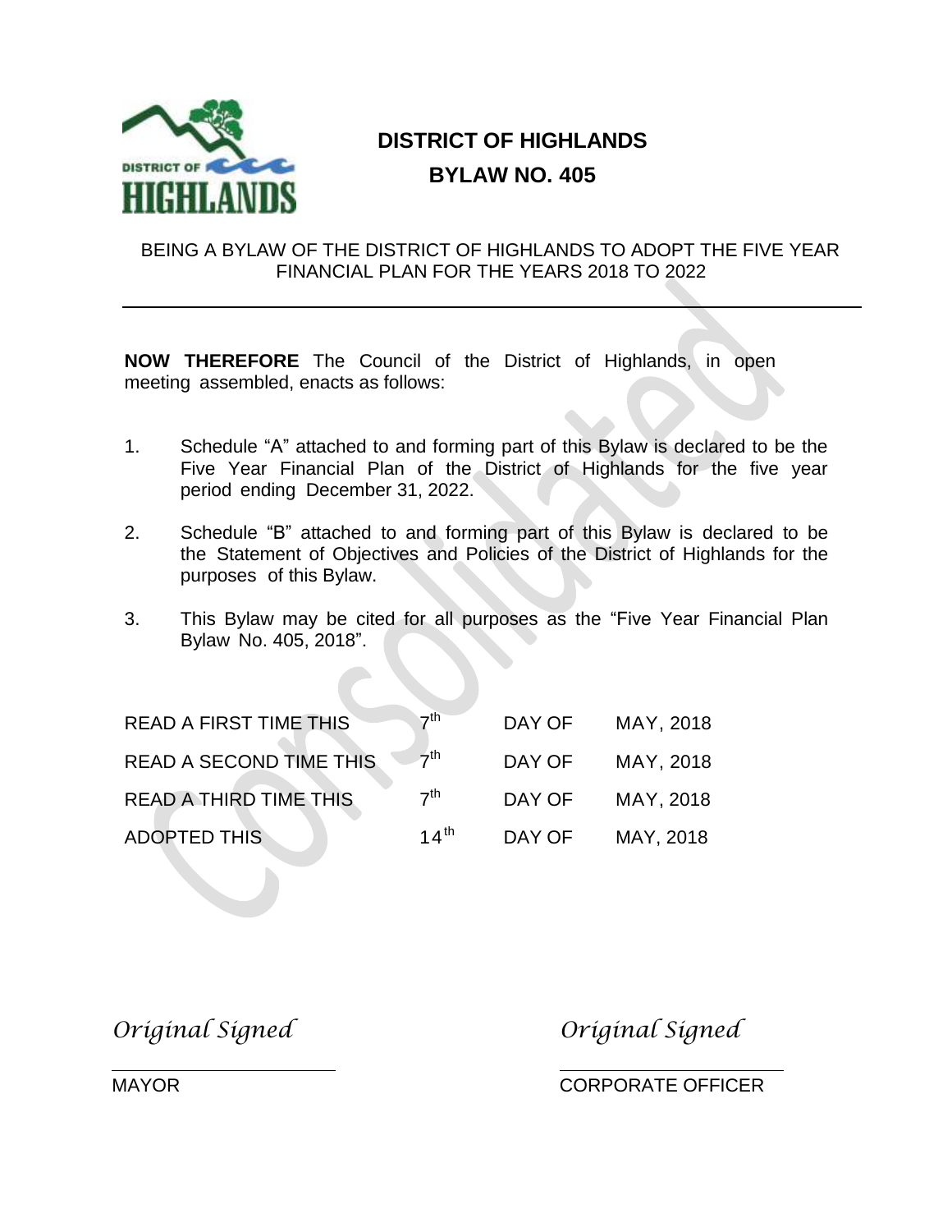# DISTRICT OF HIGHLANDS

## BYLAW NO. 405

BEING A BYLAW OF THE DISTRICT OF HIGHLANDS TO ADOPT THE FIVE YEAR FINANCIAL PLAN FOR THE YEARS 2018 TO 2022

---

**NOW THEREFORE** The Council of the District of Highlands, in open meeting assembled, enacts as follows:

1. Schedule "A" attached to and forming part of this Bylaw is declared to be the Five Year Financial Plan of the District of Highlands for the five year period ending December 31, 2022.

2. Schedule "B" attached to and forming part of this Bylaw is declared to be the Statement of Objectives and Policies of the District of Highlands for the purposes of this Bylaw.

3. This Bylaw may be cited for all purposes as the "Five Year Financial Plan Bylaw No. 405, 2018".

| | | | |
|---|---|---|---|
| READ A FIRST TIME THIS | 7th | DAY OF | MAY, 2018 |
| READ A SECOND TIME THIS | 7th | DAY OF | MAY, 2018 |
| READ A THIRD TIME THIS | 7th | DAY OF | MAY, 2018 |
| ADOPTED THIS | 14th | DAY OF | MAY, 2018 |

*Original Signed*
MAYOR

*Original Signed*
CORPORATE OFFICER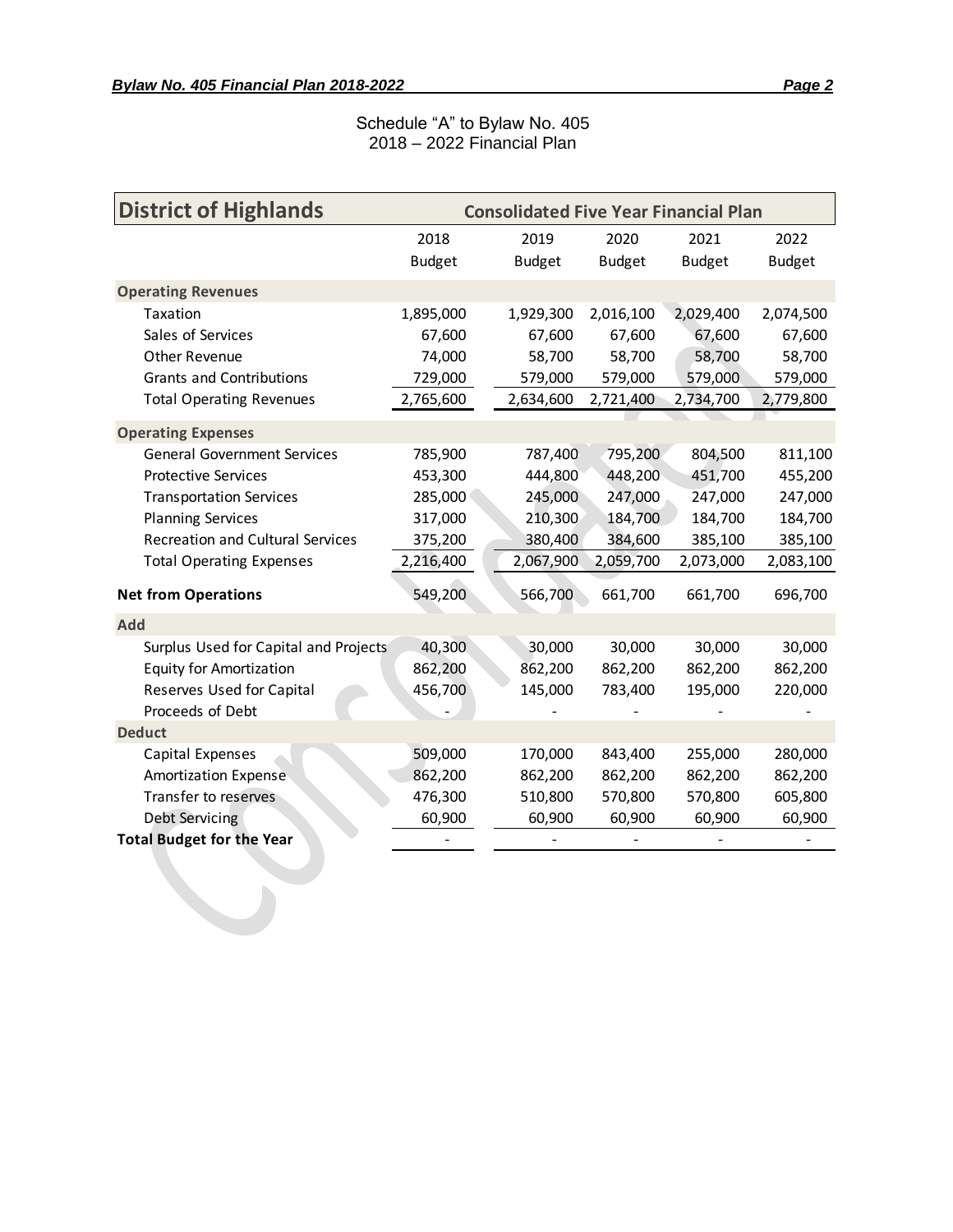Schedule "A" to Bylaw No. 405
2018 – 2022 Financial Plan

| District of Highlands | Consolidated Five Year Financial Plan | | | | |
|---|---|---|---|---|---|
| | 2018 Budget | 2019 Budget | 2020 Budget | 2021 Budget | 2022 Budget |
| **Operating Revenues** | | | | | |
| Taxation | 1,895,000 | 1,929,300 | 2,016,100 | 2,029,400 | 2,074,500 |
| Sales of Services | 67,600 | 67,600 | 67,600 | 67,600 | 67,600 |
| Other Revenue | 74,000 | 58,700 | 58,700 | 58,700 | 58,700 |
| Grants and Contributions | 729,000 | 579,000 | 579,000 | 579,000 | 579,000 |
| Total Operating Revenues | 2,765,600 | 2,634,600 | 2,721,400 | 2,734,700 | 2,779,800 |
| **Operating Expenses** | | | | | |
| General Government Services | 785,900 | 787,400 | 795,200 | 804,500 | 811,100 |
| Protective Services | 453,300 | 444,800 | 448,200 | 451,700 | 455,200 |
| Transportation Services | 285,000 | 245,000 | 247,000 | 247,000 | 247,000 |
| Planning Services | 317,000 | 210,300 | 184,700 | 184,700 | 184,700 |
| Recreation and Cultural Services | 375,200 | 380,400 | 384,600 | 385,100 | 385,100 |
| Total Operating Expenses | 2,216,400 | 2,067,900 | 2,059,700 | 2,073,000 | 2,083,100 |
| **Net from Operations** | 549,200 | 566,700 | 661,700 | 661,700 | 696,700 |
| **Add** | | | | | |
| Surplus Used for Capital and Projects | 40,300 | 30,000 | 30,000 | 30,000 | 30,000 |
| Equity for Amortization | 862,200 | 862,200 | 862,200 | 862,200 | 862,200 |
| Reserves Used for Capital | 456,700 | 145,000 | 783,400 | 195,000 | 220,000 |
| Proceeds of Debt | - | - | - | - | - |
| **Deduct** | | | | | |
| Capital Expenses | 509,000 | 170,000 | 843,400 | 255,000 | 280,000 |
| Amortization Expense | 862,200 | 862,200 | 862,200 | 862,200 | 862,200 |
| Transfer to reserves | 476,300 | 510,800 | 570,800 | 570,800 | 605,800 |
| Debt Servicing | 60,900 | 60,900 | 60,900 | 60,900 | 60,900 |
| **Total Budget for the Year** | - | - | - | - | - |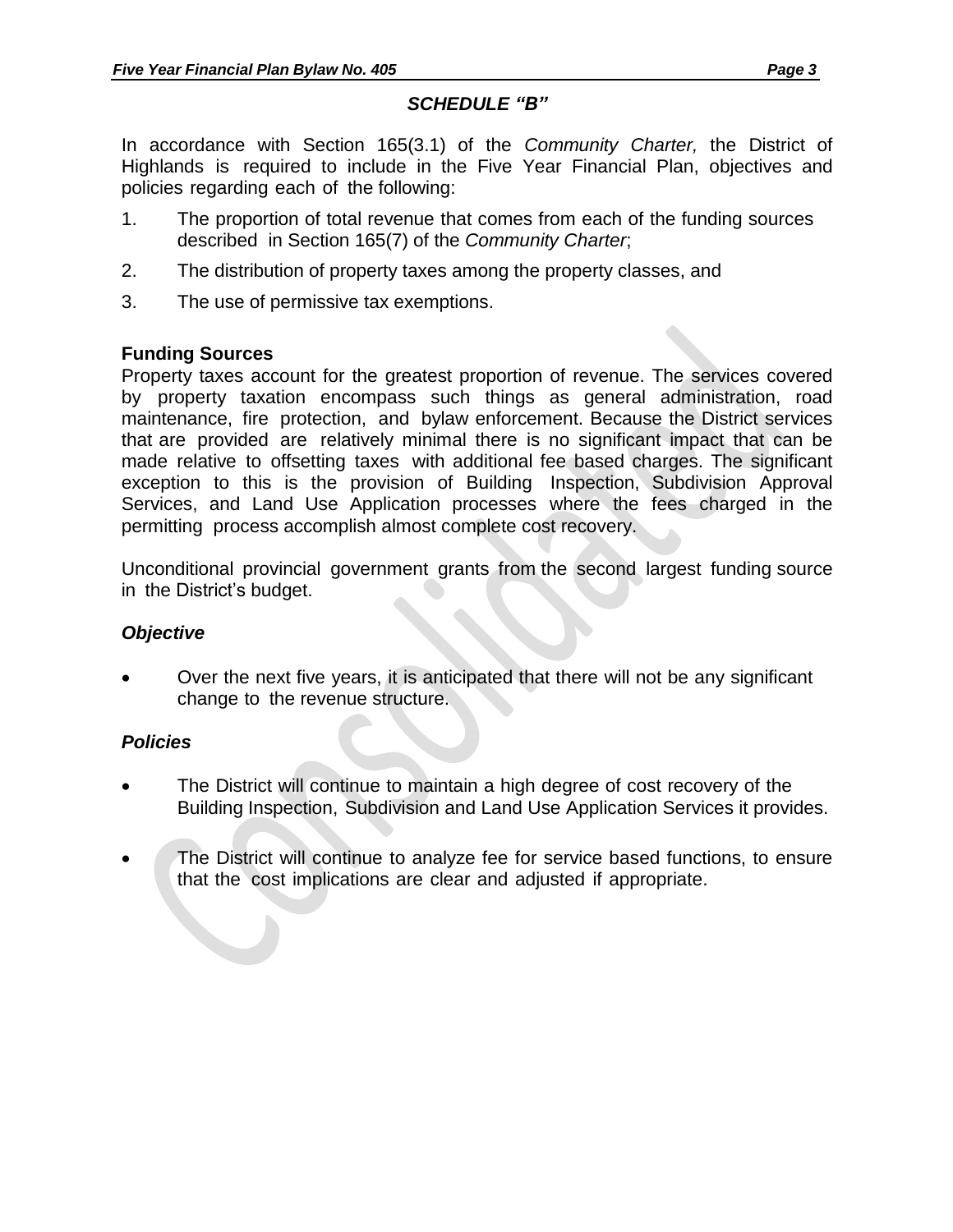## *SCHEDULE "B"*

In accordance with Section 165(3.1) of the *Community Charter,* the District of Highlands is required to include in the Five Year Financial Plan, objectives and policies regarding each of the following:

1. The proportion of total revenue that comes from each of the funding sources described in Section 165(7) of the *Community Charter*;
2. The distribution of property taxes among the property classes, and
3. The use of permissive tax exemptions.

**Funding Sources**

Property taxes account for the greatest proportion of revenue. The services covered by property taxation encompass such things as general administration, road maintenance, fire protection, and bylaw enforcement. Because the District services that are provided are relatively minimal there is no significant impact that can be made relative to offsetting taxes with additional fee based charges. The significant exception to this is the provision of Building Inspection, Subdivision Approval Services, and Land Use Application processes where the fees charged in the permitting process accomplish almost complete cost recovery.

Unconditional provincial government grants from the second largest funding source in the District's budget.

***Objective***

- Over the next five years, it is anticipated that there will not be any significant change to the revenue structure.

***Policies***

- The District will continue to maintain a high degree of cost recovery of the Building Inspection, Subdivision and Land Use Application Services it provides.

- The District will continue to analyze fee for service based functions, to ensure that the cost implications are clear and adjusted if appropriate.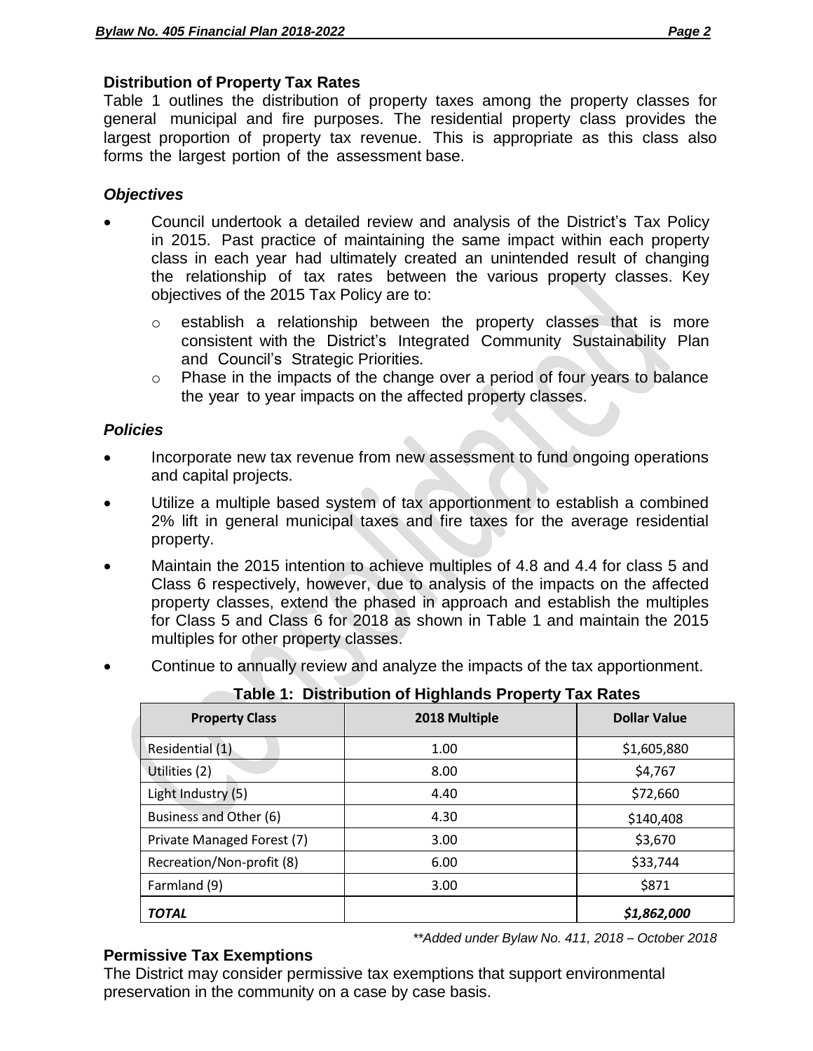### Distribution of Property Tax Rates

Table 1 outlines the distribution of property taxes among the property classes for general municipal and fire purposes. The residential property class provides the largest proportion of property tax revenue. This is appropriate as this class also forms the largest portion of the assessment base.

#### *Objectives*

- Council undertook a detailed review and analysis of the District's Tax Policy in 2015. Past practice of maintaining the same impact within each property class in each year had ultimately created an unintended result of changing the relationship of tax rates between the various property classes. Key objectives of the 2015 Tax Policy are to:
  - establish a relationship between the property classes that is more consistent with the District's Integrated Community Sustainability Plan and Council's Strategic Priorities.
  - Phase in the impacts of the change over a period of four years to balance the year to year impacts on the affected property classes.

#### *Policies*

- Incorporate new tax revenue from new assessment to fund ongoing operations and capital projects.
- Utilize a multiple based system of tax apportionment to establish a combined 2% lift in general municipal taxes and fire taxes for the average residential property.
- Maintain the 2015 intention to achieve multiples of 4.8 and 4.4 for class 5 and Class 6 respectively, however, due to analysis of the impacts on the affected property classes, extend the phased in approach and establish the multiples for Class 5 and Class 6 for 2018 as shown in Table 1 and maintain the 2015 multiples for other property classes.
- Continue to annually review and analyze the impacts of the tax apportionment.

**Table 1: Distribution of Highlands Property Tax Rates**

| Property Class | 2018 Multiple | Dollar Value |
|---|---|---|
| Residential (1) | 1.00 | $1,605,880 |
| Utilities (2) | 8.00 | $4,767 |
| Light Industry (5) | 4.40 | $72,660 |
| Business and Other (6) | 4.30 | $140,408 |
| Private Managed Forest (7) | 3.00 | $3,670 |
| Recreation/Non-profit (8) | 6.00 | $33,744 |
| Farmland (9) | 3.00 | $871 |
| ***TOTAL*** | | ***$1,862,000*** |

*\*\*Added under Bylaw No. 411, 2018 – October 2018*

### Permissive Tax Exemptions

The District may consider permissive tax exemptions that support environmental preservation in the community on a case by case basis.